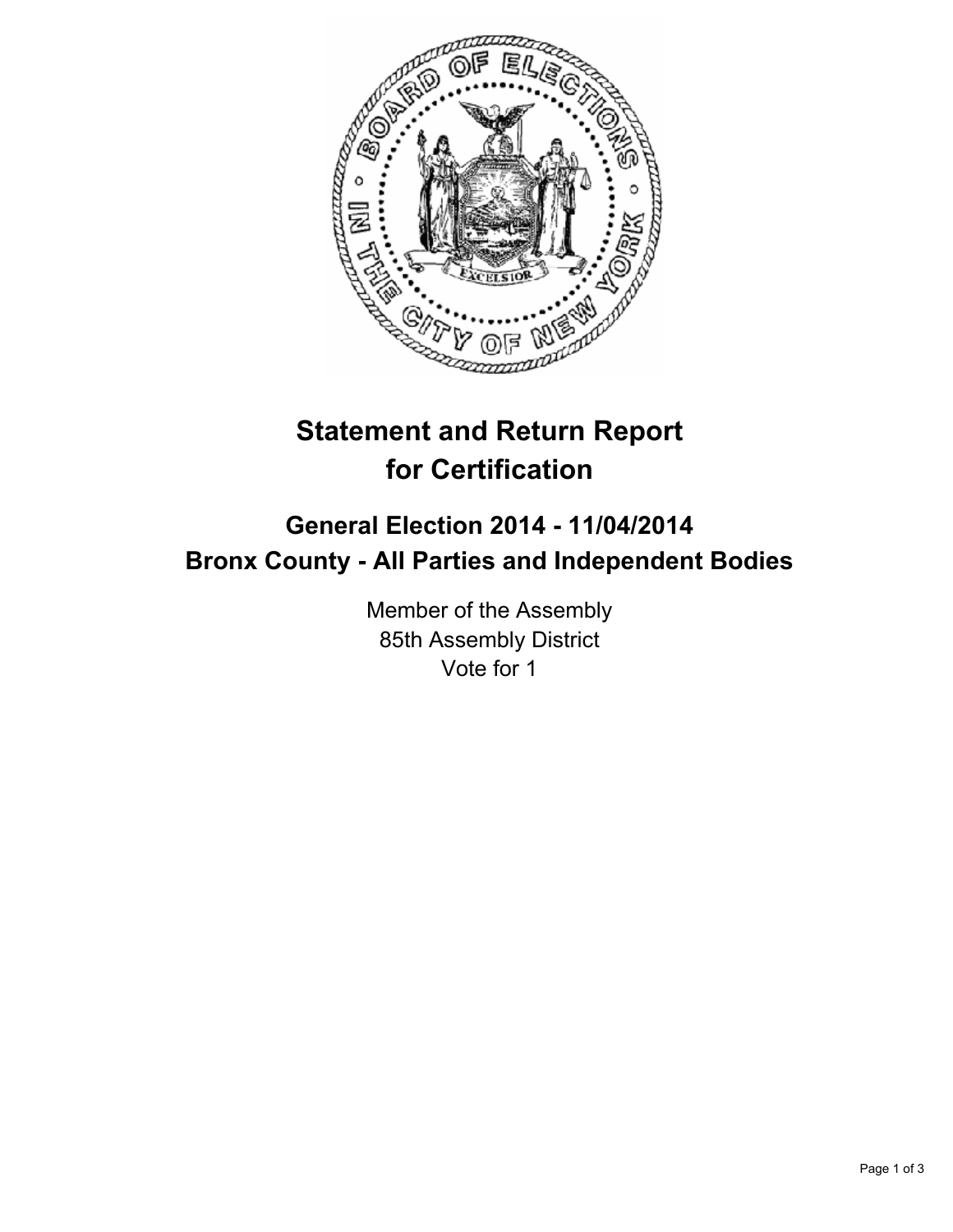# Statement and Return Report for Certification

## General Election 2014 - 11/04/2014
## Bronx County - All Parties and Independent Bodies

Member of the Assembly
85th Assembly District
Vote for 1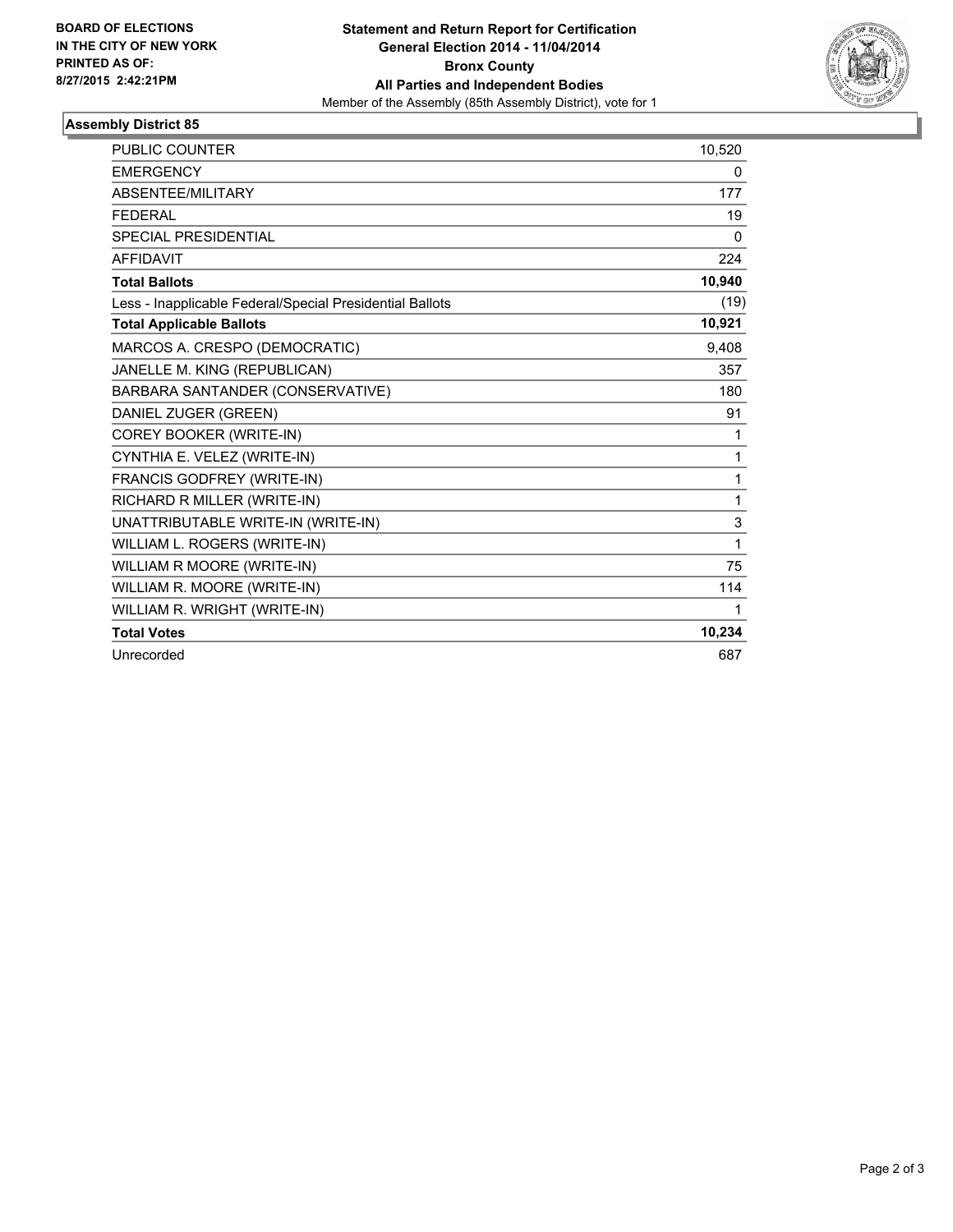**BOARD OF ELECTIONS IN THE CITY OF NEW YORK**
**PRINTED AS OF: 8/27/2015 2:42:21PM**

**Statement and Return Report for Certification**
**General Election 2014 - 11/04/2014**
**Bronx County**
**All Parties and Independent Bodies**
Member of the Assembly (85th Assembly District), vote for 1

## Assembly District 85

| | |
|---|---|
| PUBLIC COUNTER | 10,520 |
| EMERGENCY | 0 |
| ABSENTEE/MILITARY | 177 |
| FEDERAL | 19 |
| SPECIAL PRESIDENTIAL | 0 |
| AFFIDAVIT | 224 |
| **Total Ballots** | **10,940** |
| Less - Inapplicable Federal/Special Presidential Ballots | (19) |
| **Total Applicable Ballots** | **10,921** |
| MARCOS A. CRESPO (DEMOCRATIC) | 9,408 |
| JANELLE M. KING (REPUBLICAN) | 357 |
| BARBARA SANTANDER (CONSERVATIVE) | 180 |
| DANIEL ZUGER (GREEN) | 91 |
| COREY BOOKER (WRITE-IN) | 1 |
| CYNTHIA E. VELEZ (WRITE-IN) | 1 |
| FRANCIS GODFREY (WRITE-IN) | 1 |
| RICHARD R MILLER (WRITE-IN) | 1 |
| UNATTRIBUTABLE WRITE-IN (WRITE-IN) | 3 |
| WILLIAM L. ROGERS (WRITE-IN) | 1 |
| WILLIAM R MOORE (WRITE-IN) | 75 |
| WILLIAM R. MOORE (WRITE-IN) | 114 |
| WILLIAM R. WRIGHT (WRITE-IN) | 1 |
| **Total Votes** | **10,234** |
| Unrecorded | 687 |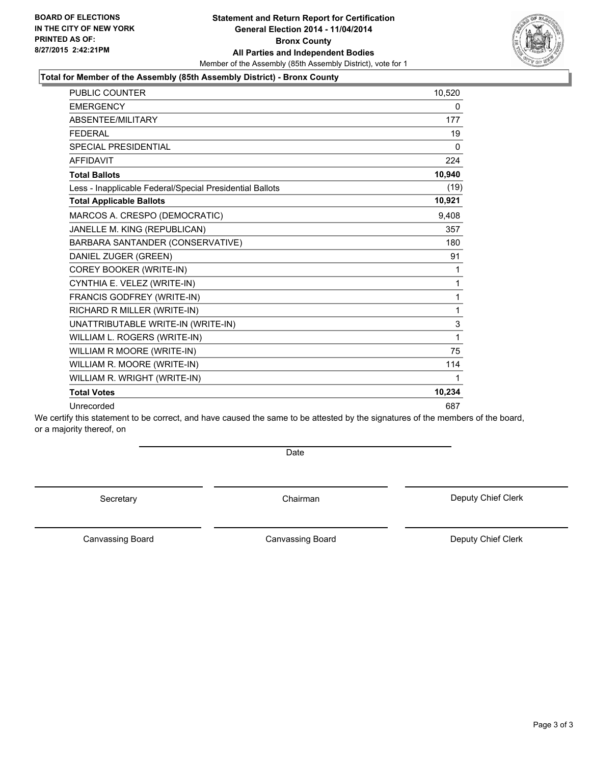**BOARD OF ELECTIONS**
**IN THE CITY OF NEW YORK**
**PRINTED AS OF:**
**8/27/2015 2:42:21PM**

# Statement and Return Report for Certification
## General Election 2014 - 11/04/2014
## Bronx County
## All Parties and Independent Bodies

Member of the Assembly (85th Assembly District), vote for 1

### Total for Member of the Assembly (85th Assembly District) - Bronx County

| | |
|---|---|
| PUBLIC COUNTER | 10,520 |
| EMERGENCY | 0 |
| ABSENTEE/MILITARY | 177 |
| FEDERAL | 19 |
| SPECIAL PRESIDENTIAL | 0 |
| AFFIDAVIT | 224 |
| **Total Ballots** | **10,940** |
| Less - Inapplicable Federal/Special Presidential Ballots | (19) |
| **Total Applicable Ballots** | **10,921** |
| MARCOS A. CRESPO (DEMOCRATIC) | 9,408 |
| JANELLE M. KING (REPUBLICAN) | 357 |
| BARBARA SANTANDER (CONSERVATIVE) | 180 |
| DANIEL ZUGER (GREEN) | 91 |
| COREY BOOKER (WRITE-IN) | 1 |
| CYNTHIA E. VELEZ (WRITE-IN) | 1 |
| FRANCIS GODFREY (WRITE-IN) | 1 |
| RICHARD R MILLER (WRITE-IN) | 1 |
| UNATTRIBUTABLE WRITE-IN (WRITE-IN) | 3 |
| WILLIAM L. ROGERS (WRITE-IN) | 1 |
| WILLIAM R MOORE (WRITE-IN) | 75 |
| WILLIAM R. MOORE (WRITE-IN) | 114 |
| WILLIAM R. WRIGHT (WRITE-IN) | 1 |
| **Total Votes** | **10,234** |
| Unrecorded | 687 |

We certify this statement to be correct, and have caused the same to be attested by the signatures of the members of the board, or a majority thereof, on

Date

Secretary Chairman Deputy Chief Clerk

Canvassing Board Canvassing Board Deputy Chief Clerk